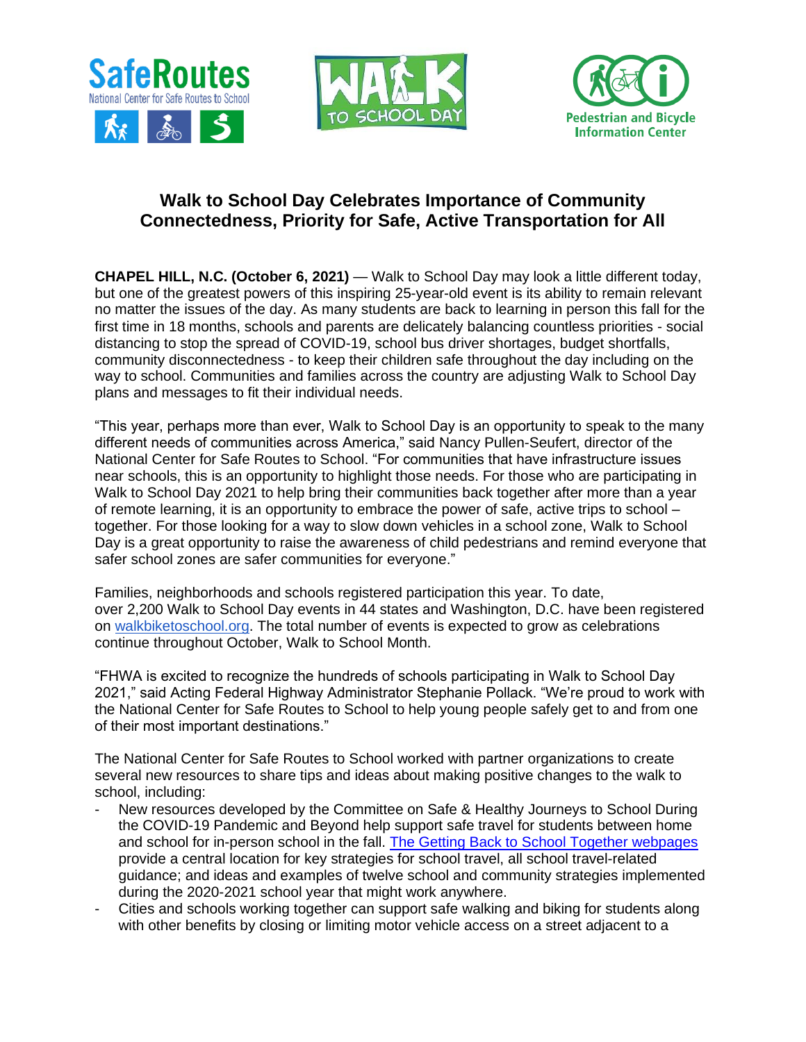# Walk to School Day Celebrates Importance of Community Connectedness, Priority for Safe, Active Transportation for All

**CHAPEL HILL, N.C. (October 6, 2021)** — Walk to School Day may look a little different today, but one of the greatest powers of this inspiring 25-year-old event is its ability to remain relevant no matter the issues of the day. As many students are back to learning in person this fall for the first time in 18 months, schools and parents are delicately balancing countless priorities - social distancing to stop the spread of COVID-19, school bus driver shortages, budget shortfalls, community disconnectedness - to keep their children safe throughout the day including on the way to school. Communities and families across the country are adjusting Walk to School Day plans and messages to fit their individual needs.

"This year, perhaps more than ever, Walk to School Day is an opportunity to speak to the many different needs of communities across America," said Nancy Pullen-Seufert, director of the National Center for Safe Routes to School. "For communities that have infrastructure issues near schools, this is an opportunity to highlight those needs. For those who are participating in Walk to School Day 2021 to help bring their communities back together after more than a year of remote learning, it is an opportunity to embrace the power of safe, active trips to school – together. For those looking for a way to slow down vehicles in a school zone, Walk to School Day is a great opportunity to raise the awareness of child pedestrians and remind everyone that safer school zones are safer communities for everyone."

Families, neighborhoods and schools registered participation this year. To date, over 2,200 Walk to School Day events in 44 states and Washington, D.C. have been registered on walkbiketoschool.org. The total number of events is expected to grow as celebrations continue throughout October, Walk to School Month.

"FHWA is excited to recognize the hundreds of schools participating in Walk to School Day 2021," said Acting Federal Highway Administrator Stephanie Pollack. "We're proud to work with the National Center for Safe Routes to School to help young people safely get to and from one of their most important destinations."

The National Center for Safe Routes to School worked with partner organizations to create several new resources to share tips and ideas about making positive changes to the walk to school, including:

- New resources developed by the Committee on Safe & Healthy Journeys to School During the COVID-19 Pandemic and Beyond help support safe travel for students between home and school for in-person school in the fall. The Getting Back to School Together webpages provide a central location for key strategies for school travel, all school travel-related guidance; and ideas and examples of twelve school and community strategies implemented during the 2020-2021 school year that might work anywhere.
- Cities and schools working together can support safe walking and biking for students along with other benefits by closing or limiting motor vehicle access on a street adjacent to a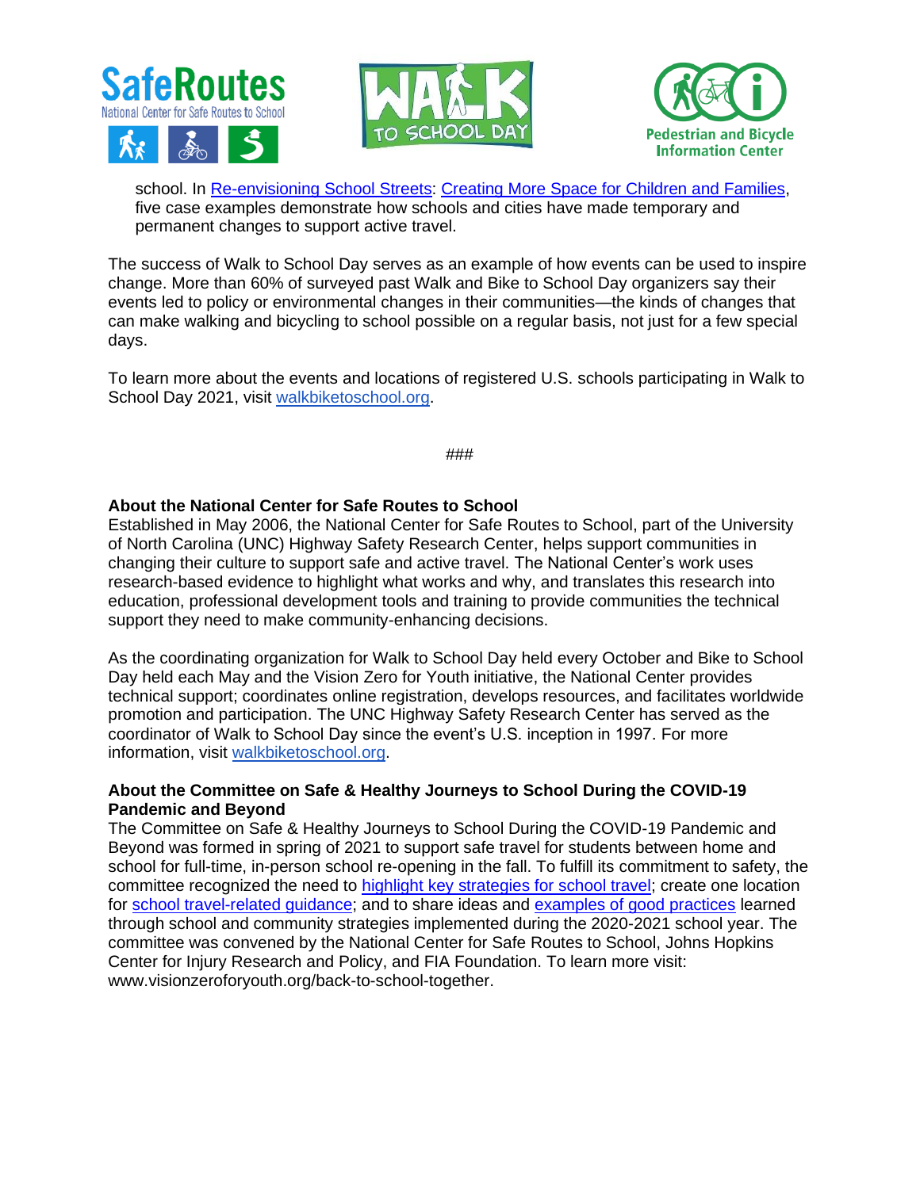school. In Re-envisioning School Streets: Creating More Space for Children and Families, five case examples demonstrate how schools and cities have made temporary and permanent changes to support active travel.

The success of Walk to School Day serves as an example of how events can be used to inspire change. More than 60% of surveyed past Walk and Bike to School Day organizers say their events led to policy or environmental changes in their communities—the kinds of changes that can make walking and bicycling to school possible on a regular basis, not just for a few special days.

To learn more about the events and locations of registered U.S. schools participating in Walk to School Day 2021, visit walkbiketoschool.org.

###

**About the National Center for Safe Routes to School**

Established in May 2006, the National Center for Safe Routes to School, part of the University of North Carolina (UNC) Highway Safety Research Center, helps support communities in changing their culture to support safe and active travel. The National Center's work uses research-based evidence to highlight what works and why, and translates this research into education, professional development tools and training to provide communities the technical support they need to make community-enhancing decisions.

As the coordinating organization for Walk to School Day held every October and Bike to School Day held each May and the Vision Zero for Youth initiative, the National Center provides technical support; coordinates online registration, develops resources, and facilitates worldwide promotion and participation. The UNC Highway Safety Research Center has served as the coordinator of Walk to School Day since the event's U.S. inception in 1997. For more information, visit walkbiketoschool.org.

**About the Committee on Safe & Healthy Journeys to School During the COVID-19 Pandemic and Beyond**

The Committee on Safe & Healthy Journeys to School During the COVID-19 Pandemic and Beyond was formed in spring of 2021 to support safe travel for students between home and school for full-time, in-person school re-opening in the fall. To fulfill its commitment to safety, the committee recognized the need to highlight key strategies for school travel; create one location for school travel-related guidance; and to share ideas and examples of good practices learned through school and community strategies implemented during the 2020-2021 school year. The committee was convened by the National Center for Safe Routes to School, Johns Hopkins Center for Injury Research and Policy, and FIA Foundation. To learn more visit: www.visionzeroforyouth.org/back-to-school-together.